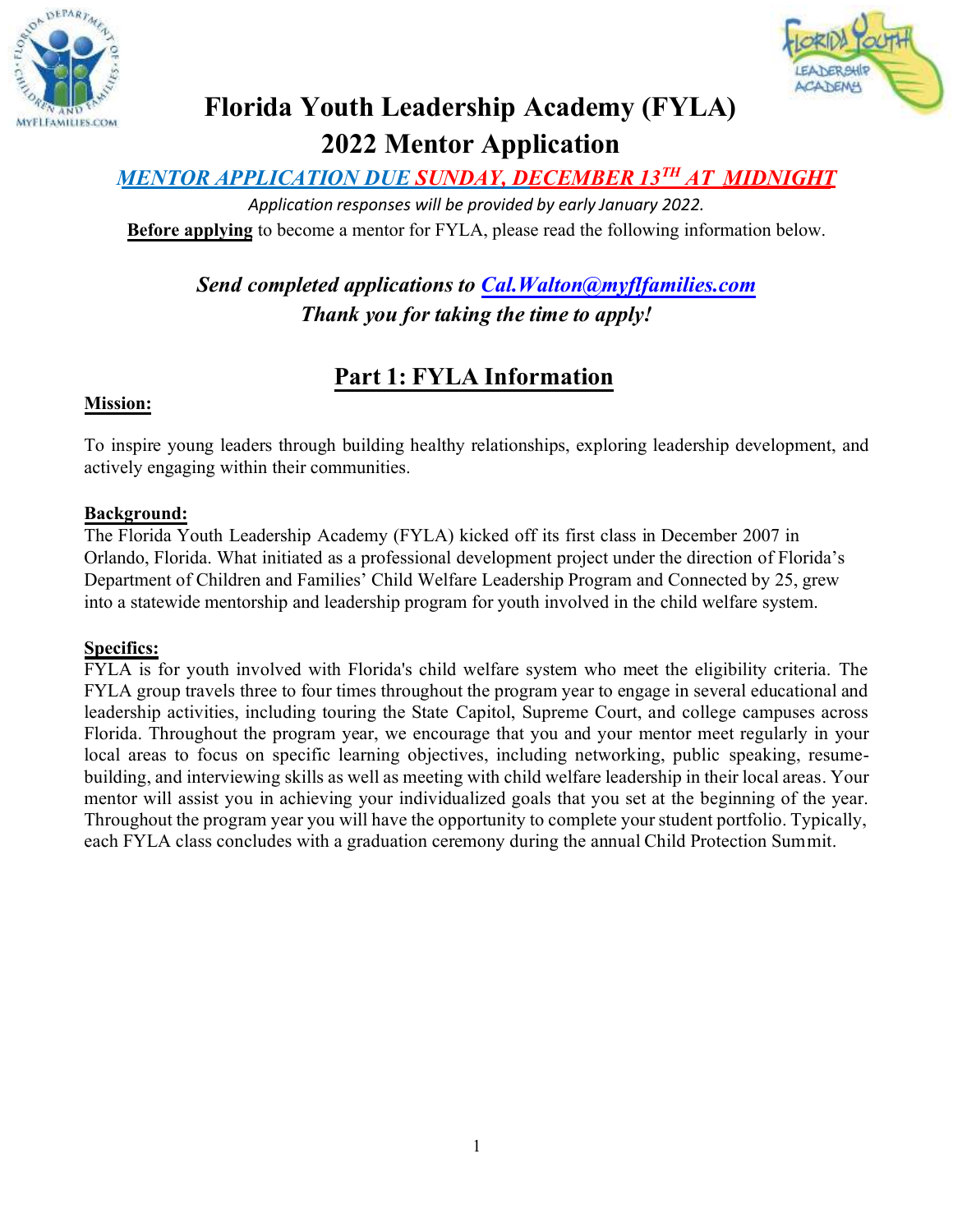# Florida Youth Leadership Academy (FYLA)
# 2022 Mentor Application

***MENTOR APPLICATION DUE SUNDAY, DECEMBER 13TH AT MIDNIGHT***

*Application responses will be provided by early January 2022.*

**Before applying** to become a mentor for FYLA, please read the following information below.

***Send completed applications to Cal.Walton@myflfamilies.com***
***Thank you for taking the time to apply!***

## Part 1: FYLA Information

**Mission:**

To inspire young leaders through building healthy relationships, exploring leadership development, and actively engaging within their communities.

**Background:**

The Florida Youth Leadership Academy (FYLA) kicked off its first class in December 2007 in Orlando, Florida. What initiated as a professional development project under the direction of Florida's Department of Children and Families' Child Welfare Leadership Program and Connected by 25, grew into a statewide mentorship and leadership program for youth involved in the child welfare system.

**Specifics:**

FYLA is for youth involved with Florida's child welfare system who meet the eligibility criteria. The FYLA group travels three to four times throughout the program year to engage in several educational and leadership activities, including touring the State Capitol, Supreme Court, and college campuses across Florida. Throughout the program year, we encourage that you and your mentor meet regularly in your local areas to focus on specific learning objectives, including networking, public speaking, resume-building, and interviewing skills as well as meeting with child welfare leadership in their local areas. Your mentor will assist you in achieving your individualized goals that you set at the beginning of the year. Throughout the program year you will have the opportunity to complete your student portfolio. Typically, each FYLA class concludes with a graduation ceremony during the annual Child Protection Summit.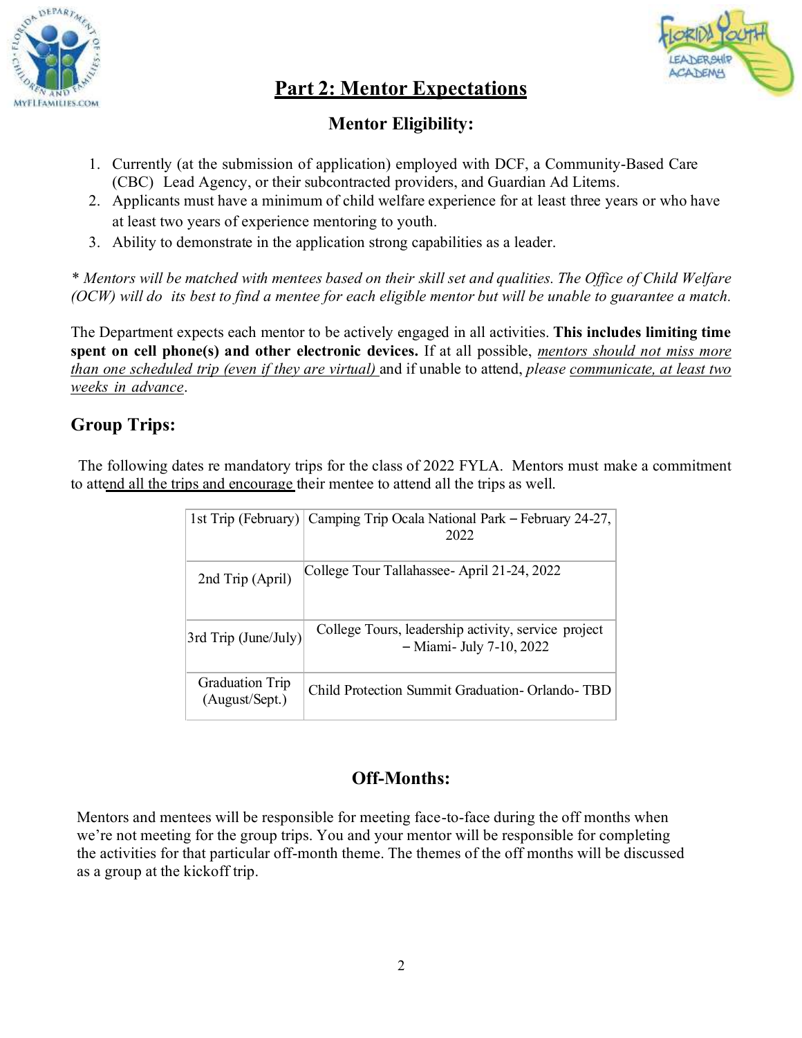## Part 2: Mentor Expectations

### Mentor Eligibility:

1. Currently (at the submission of application) employed with DCF, a Community-Based Care (CBC) Lead Agency, or their subcontracted providers, and Guardian Ad Litems.
2. Applicants must have a minimum of child welfare experience for at least three years or who have at least two years of experience mentoring to youth.
3. Ability to demonstrate in the application strong capabilities as a leader.

*\* Mentors will be matched with mentees based on their skill set and qualities. The Office of Child Welfare (OCW) will do its best to find a mentee for each eligible mentor but will be unable to guarantee a match.*

The Department expects each mentor to be actively engaged in all activities. **This includes limiting time spent on cell phone(s) and other electronic devices.** If at all possible, *mentors should not miss more than one scheduled trip (even if they are virtual)* and if unable to attend, *please* communicate, at least two weeks in advance.

### Group Trips:

The following dates re mandatory trips for the class of 2022 FYLA. Mentors must make a commitment to attend all the trips and encourage their mentee to attend all the trips as well.

| | |
|---|---|
| 1st Trip (February) | Camping Trip Ocala National Park – February 24-27, 2022 |
| 2nd Trip (April) | College Tour Tallahassee- April 21-24, 2022 |
| 3rd Trip (June/July) | College Tours, leadership activity, service project – Miami- July 7-10, 2022 |
| Graduation Trip (August/Sept.) | Child Protection Summit Graduation- Orlando- TBD |

### Off-Months:

Mentors and mentees will be responsible for meeting face-to-face during the off months when we're not meeting for the group trips. You and your mentor will be responsible for completing the activities for that particular off-month theme. The themes of the off months will be discussed as a group at the kickoff trip.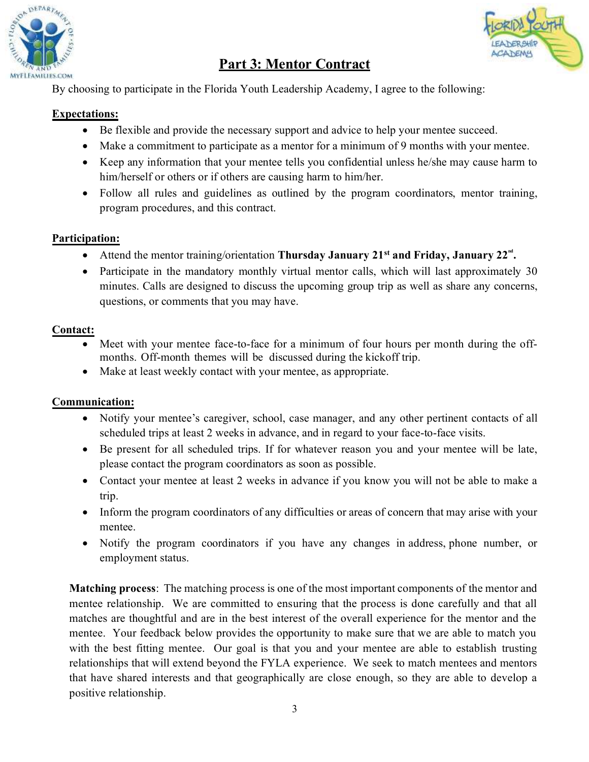## Part 3: Mentor Contract

By choosing to participate in the Florida Youth Leadership Academy, I agree to the following:

**Expectations:**

- Be flexible and provide the necessary support and advice to help your mentee succeed.
- Make a commitment to participate as a mentor for a minimum of 9 months with your mentee.
- Keep any information that your mentee tells you confidential unless he/she may cause harm to him/herself or others or if others are causing harm to him/her.
- Follow all rules and guidelines as outlined by the program coordinators, mentor training, program procedures, and this contract.

**Participation:**

- Attend the mentor training/orientation **Thursday January 21st and Friday, January 22nd.**
- Participate in the mandatory monthly virtual mentor calls, which will last approximately 30 minutes. Calls are designed to discuss the upcoming group trip as well as share any concerns, questions, or comments that you may have.

**Contact:**

- Meet with your mentee face-to-face for a minimum of four hours per month during the off-months. Off-month themes will be discussed during the kickoff trip.
- Make at least weekly contact with your mentee, as appropriate.

**Communication:**

- Notify your mentee's caregiver, school, case manager, and any other pertinent contacts of all scheduled trips at least 2 weeks in advance, and in regard to your face-to-face visits.
- Be present for all scheduled trips. If for whatever reason you and your mentee will be late, please contact the program coordinators as soon as possible.
- Contact your mentee at least 2 weeks in advance if you know you will not be able to make a trip.
- Inform the program coordinators of any difficulties or areas of concern that may arise with your mentee.
- Notify the program coordinators if you have any changes in address, phone number, or employment status.

**Matching process**: The matching process is one of the most important components of the mentor and mentee relationship. We are committed to ensuring that the process is done carefully and that all matches are thoughtful and are in the best interest of the overall experience for the mentor and the mentee. Your feedback below provides the opportunity to make sure that we are able to match you with the best fitting mentee. Our goal is that you and your mentee are able to establish trusting relationships that will extend beyond the FYLA experience. We seek to match mentees and mentors that have shared interests and that geographically are close enough, so they are able to develop a positive relationship.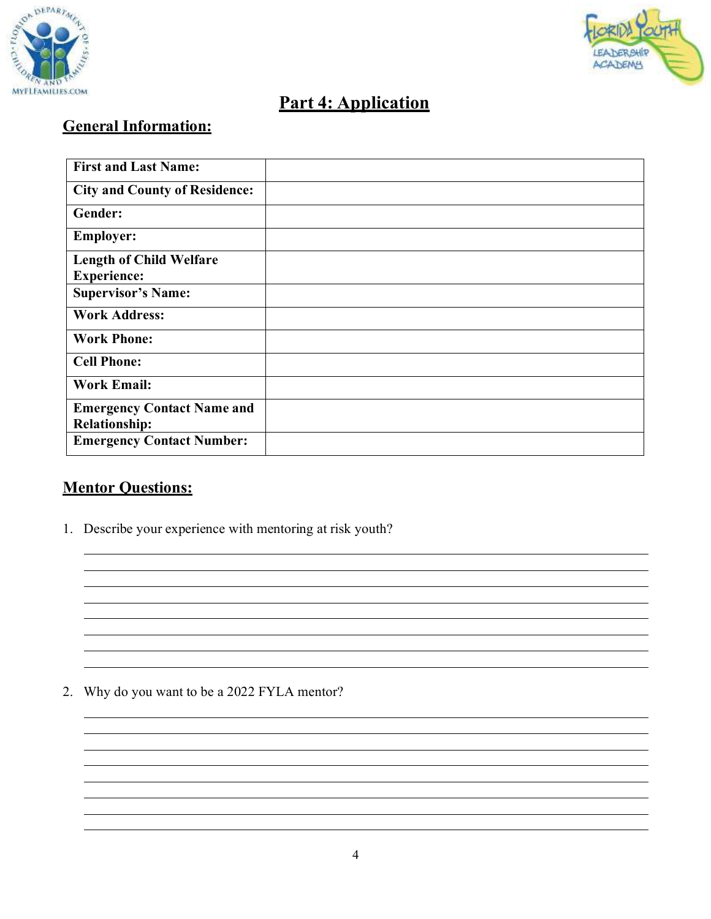# Part 4: Application

## General Information:

| | |
|---|---|
| **First and Last Name:** | |
| **City and County of Residence:** | |
| **Gender:** | |
| **Employer:** | |
| **Length of Child Welfare Experience:** | |
| **Supervisor's Name:** | |
| **Work Address:** | |
| **Work Phone:** | |
| **Cell Phone:** | |
| **Work Email:** | |
| **Emergency Contact Name and Relationship:** | |
| **Emergency Contact Number:** | |

## Mentor Questions:

1. Describe your experience with mentoring at risk youth?

_______________________________________________
_______________________________________________
_______________________________________________
_______________________________________________
_______________________________________________
_______________________________________________
_______________________________________________

2. Why do you want to be a 2022 FYLA mentor?

_______________________________________________
_______________________________________________
_______________________________________________
_______________________________________________
_______________________________________________
_______________________________________________
_______________________________________________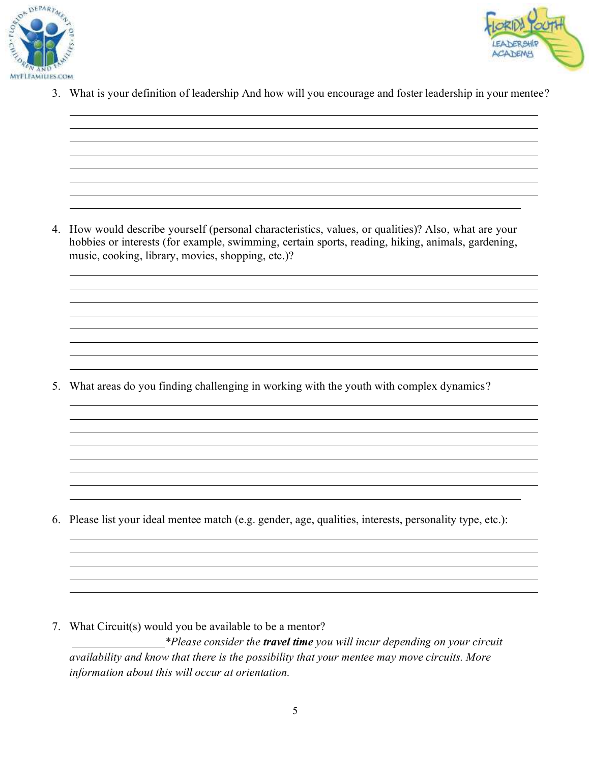3. What is your definition of leadership And how will you encourage and foster leadership in your mentee?

________________________________________________________________________________
________________________________________________________________________________
________________________________________________________________________________
________________________________________________________________________________
________________________________________________________________________________
________________________________________________________________________________
________________________________________________________________________________
________________________________________________________________________________

4. How would describe yourself (personal characteristics, values, or qualities)? Also, what are your hobbies or interests (for example, swimming, certain sports, reading, hiking, animals, gardening, music, cooking, library, movies, shopping, etc.)?

________________________________________________________________________________
________________________________________________________________________________
________________________________________________________________________________
________________________________________________________________________________
________________________________________________________________________________
________________________________________________________________________________
________________________________________________________________________________
________________________________________________________________________________

5. What areas do you finding challenging in working with the youth with complex dynamics?

________________________________________________________________________________
________________________________________________________________________________
________________________________________________________________________________
________________________________________________________________________________
________________________________________________________________________________
________________________________________________________________________________
________________________________________________________________________________
________________________________________________________________________________

6. Please list your ideal mentee match (e.g. gender, age, qualities, interests, personality type, etc.):

________________________________________________________________________________
________________________________________________________________________________
________________________________________________________________________________
________________________________________________________________________________
________________________________________________________________________________

7. What Circuit(s) would you be available to be a mentor?
________________*Please consider the ***travel time*** you will incur depending on your circuit availability and know that there is the possibility that your mentee may move circuits. More information about this will occur at orientation.*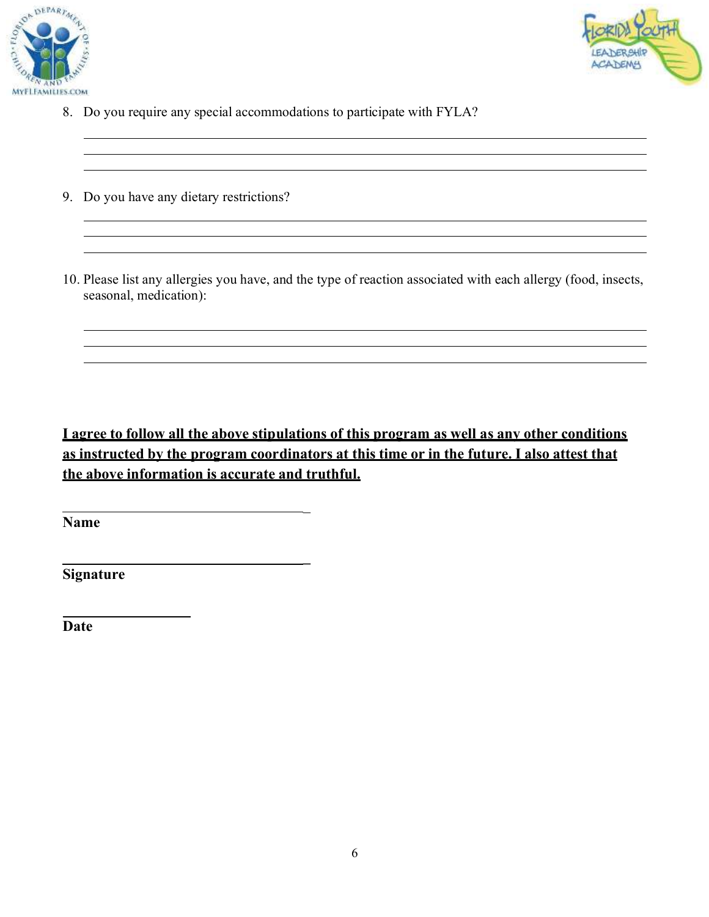8. Do you require any special accommodations to participate with FYLA?

_______________________________________________________________________________
_______________________________________________________________________________
_______________________________________________________________________________

9. Do you have any dietary restrictions?

_______________________________________________________________________________
_______________________________________________________________________________
_______________________________________________________________________________

10. Please list any allergies you have, and the type of reaction associated with each allergy (food, insects, seasonal, medication):

_______________________________________________________________________________
_______________________________________________________________________________
_______________________________________________________________________________

**I agree to follow all the above stipulations of this program as well as any other conditions as instructed by the program coordinators at this time or in the future. I also attest that the above information is accurate and truthful.**

_________________________________
**Name**

_________________________________
**Signature**

_________________
**Date**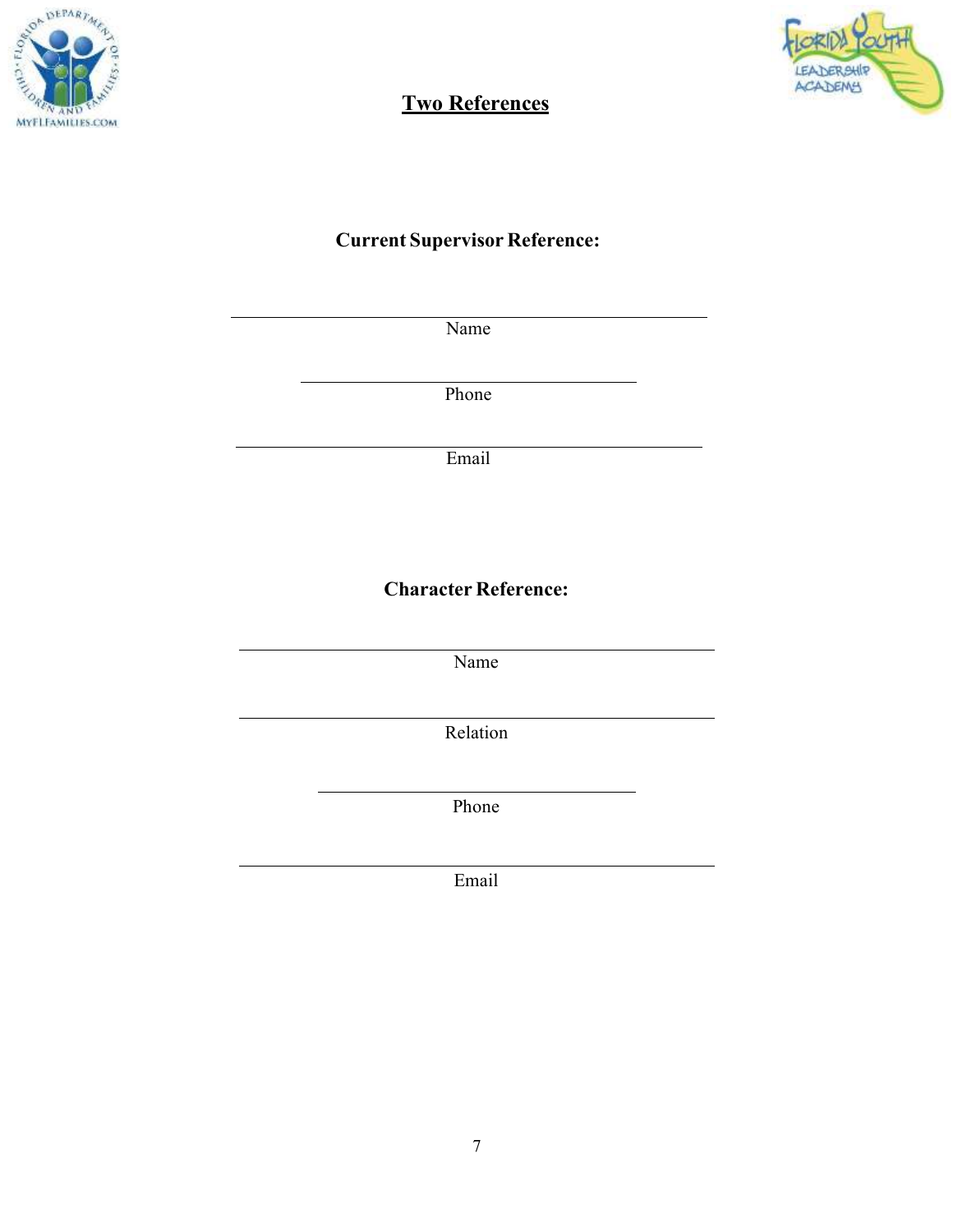# Two References

## Current Supervisor Reference:

\_\_\_\_\_\_\_\_\_\_\_\_\_\_\_\_\_\_\_\_\_\_\_\_\_\_\_\_\_\_\_\_\_\_\_\_\_\_\_\_

Name

\_\_\_\_\_\_\_\_\_\_\_\_\_\_\_\_\_\_\_\_\_\_\_\_\_\_\_\_\_\_\_\_\_\_\_\_\_\_\_\_

Phone

\_\_\_\_\_\_\_\_\_\_\_\_\_\_\_\_\_\_\_\_\_\_\_\_\_\_\_\_\_\_\_\_\_\_\_\_\_\_\_\_

Email

## Character Reference:

\_\_\_\_\_\_\_\_\_\_\_\_\_\_\_\_\_\_\_\_\_\_\_\_\_\_\_\_\_\_\_\_\_\_\_\_\_\_\_\_

Name

\_\_\_\_\_\_\_\_\_\_\_\_\_\_\_\_\_\_\_\_\_\_\_\_\_\_\_\_\_\_\_\_\_\_\_\_\_\_\_\_

Relation

\_\_\_\_\_\_\_\_\_\_\_\_\_\_\_\_\_\_\_\_\_\_\_\_\_\_\_\_\_\_\_\_\_\_\_\_\_\_\_\_

Phone

\_\_\_\_\_\_\_\_\_\_\_\_\_\_\_\_\_\_\_\_\_\_\_\_\_\_\_\_\_\_\_\_\_\_\_\_\_\_\_\_

Email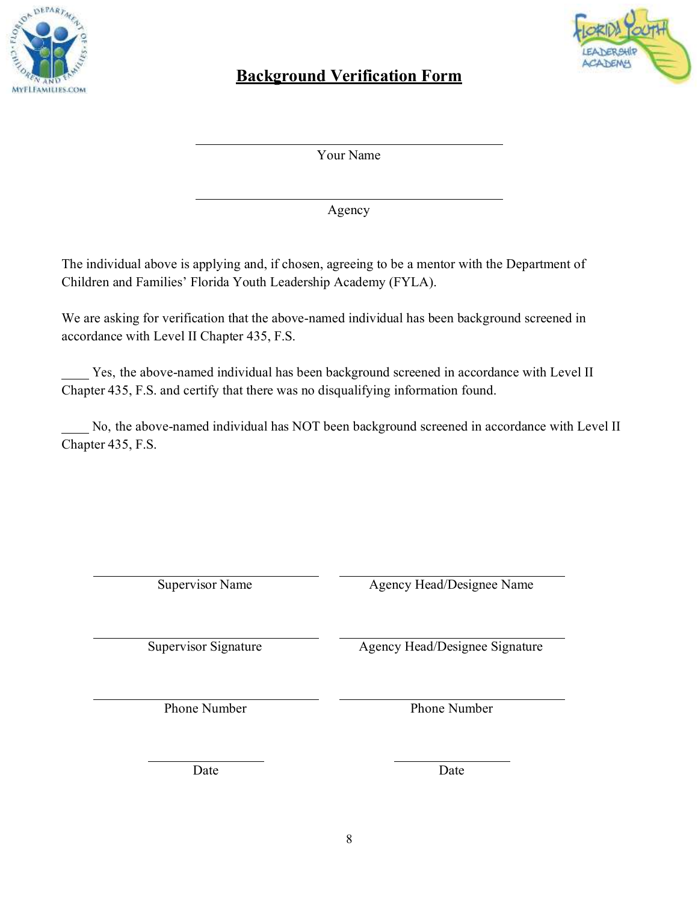# Background Verification Form

\_\_\_\_\_\_\_\_\_\_\_\_\_\_\_\_\_\_\_\_\_\_\_\_\_\_\_\_\_\_\_\_\_\_\_\_\_\_\_\_

Your Name

\_\_\_\_\_\_\_\_\_\_\_\_\_\_\_\_\_\_\_\_\_\_\_\_\_\_\_\_\_\_\_\_\_\_\_\_\_\_\_\_

Agency

The individual above is applying and, if chosen, agreeing to be a mentor with the Department of Children and Families' Florida Youth Leadership Academy (FYLA).

We are asking for verification that the above-named individual has been background screened in accordance with Level II Chapter 435, F.S.

____ Yes, the above-named individual has been background screened in accordance with Level II Chapter 435, F.S. and certify that there was no disqualifying information found.

____ No, the above-named individual has NOT been background screened in accordance with Level II Chapter 435, F.S.

| | |
|---|---|
| \_\_\_\_\_\_\_\_\_\_\_\_\_\_\_\_\_\_\_\_\_\_\_\_\_\_\_\_<br>Supervisor Name | \_\_\_\_\_\_\_\_\_\_\_\_\_\_\_\_\_\_\_\_\_\_\_\_\_\_\_\_<br>Agency Head/Designee Name |
| \_\_\_\_\_\_\_\_\_\_\_\_\_\_\_\_\_\_\_\_\_\_\_\_\_\_\_\_<br>Supervisor Signature | \_\_\_\_\_\_\_\_\_\_\_\_\_\_\_\_\_\_\_\_\_\_\_\_\_\_\_\_<br>Agency Head/Designee Signature |
| \_\_\_\_\_\_\_\_\_\_\_\_\_\_\_\_\_\_\_\_\_\_\_\_\_\_\_\_<br>Phone Number | \_\_\_\_\_\_\_\_\_\_\_\_\_\_\_\_\_\_\_\_\_\_\_\_\_\_\_\_<br>Phone Number |
| \_\_\_\_\_\_\_\_\_\_\_\_\_\_\_<br>Date | \_\_\_\_\_\_\_\_\_\_\_\_\_\_\_<br>Date |